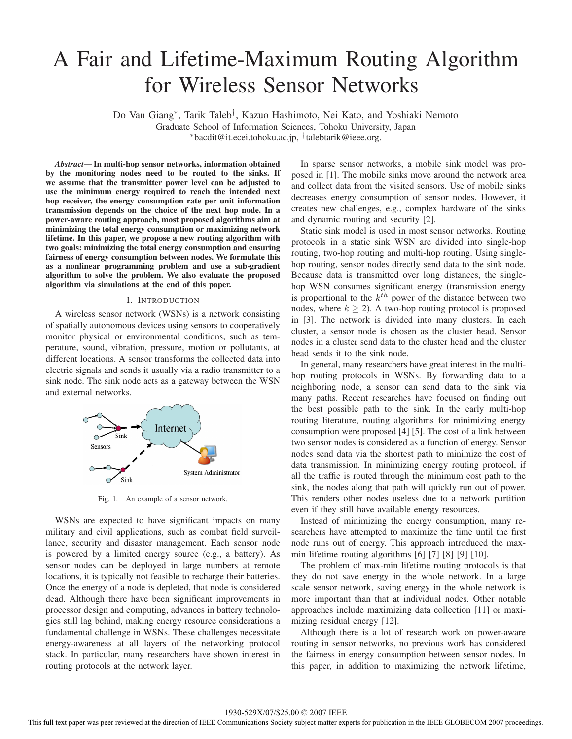# A Fair and Lifetime-Maximum Routing Algorithm for Wireless Sensor Networks

Do Van Giang*, Tarik Taleb†, Kazuo Hashimoto, Nei Kato, and Yoshiaki Nemoto
Graduate School of Information Sciences, Tohoku University, Japan
*bacdit@it.ecei.tohoku.ac.jp, †talebtarik@ieee.org.

***Abstract*— In multi-hop sensor networks, information obtained by the monitoring nodes need to be routed to the sinks. If we assume that the transmitter power level can be adjusted to use the minimum energy required to reach the intended next hop receiver, the energy consumption rate per unit information transmission depends on the choice of the next hop node. In a power-aware routing approach, most proposed algorithms aim at minimizing the total energy consumption or maximizing network lifetime. In this paper, we propose a new routing algorithm with two goals: minimizing the total energy consumption and ensuring fairness of energy consumption between nodes. We formulate this as a nonlinear programming problem and use a sub-gradient algorithm to solve the problem. We also evaluate the proposed algorithm via simulations at the end of this paper.**

## I. Introduction

A wireless sensor network (WSNs) is a network consisting of spatially autonomous devices using sensors to cooperatively monitor physical or environmental conditions, such as temperature, sound, vibration, pressure, motion or pollutants, at different locations. A sensor transforms the collected data into electric signals and sends it usually via a radio transmitter to a sink node. The sink node acts as a gateway between the WSN and external networks.

Fig. 1. An example of a sensor network.

WSNs are expected to have significant impacts on many military and civil applications, such as combat field surveillance, security and disaster management. Each sensor node is powered by a limited energy source (e.g., a battery). As sensor nodes can be deployed in large numbers at remote locations, it is typically not feasible to recharge their batteries. Once the energy of a node is depleted, that node is considered dead. Although there have been significant improvements in processor design and computing, advances in battery technologies still lag behind, making energy resource considerations a fundamental challenge in WSNs. These challenges necessitate energy-awareness at all layers of the networking protocol stack. In particular, many researchers have shown interest in routing protocols at the network layer.

In sparse sensor networks, a mobile sink model was proposed in [1]. The mobile sinks move around the network area and collect data from the visited sensors. Use of mobile sinks decreases energy consumption of sensor nodes. However, it creates new challenges, e.g., complex hardware of the sinks and dynamic routing and security [2].

Static sink model is used in most sensor networks. Routing protocols in a static sink WSN are divided into single-hop routing, two-hop routing and multi-hop routing. Using single-hop routing, sensor nodes directly send data to the sink node. Because data is transmitted over long distances, the single-hop WSN consumes significant energy (transmission energy is proportional to the $k^{th}$ power of the distance between two nodes, where $k \geq 2$). A two-hop routing protocol is proposed in [3]. The network is divided into many clusters. In each cluster, a sensor node is chosen as the cluster head. Sensor nodes in a cluster send data to the cluster head and the cluster head sends it to the sink node.

In general, many researchers have great interest in the multi-hop routing protocols in WSNs. By forwarding data to a neighboring node, a sensor can send data to the sink via many paths. Recent researches have focused on finding out the best possible path to the sink. In the early multi-hop routing literature, routing algorithms for minimizing energy consumption were proposed [4] [5]. The cost of a link between two sensor nodes is considered as a function of energy. Sensor nodes send data via the shortest path to minimize the cost of data transmission. In minimizing energy routing protocol, if all the traffic is routed through the minimum cost path to the sink, the nodes along that path will quickly run out of power. This renders other nodes useless due to a network partition even if they still have available energy resources.

Instead of minimizing the energy consumption, many researchers have attempted to maximize the time until the first node runs out of energy. This approach introduced the max-min lifetime routing algorithms [6] [7] [8] [9] [10].

The problem of max-min lifetime routing protocols is that they do not save energy in the whole network. In a large scale sensor network, saving energy in the whole network is more important than that at individual nodes. Other notable approaches include maximizing data collection [11] or maximizing residual energy [12].

Although there is a lot of research work on power-aware routing in sensor networks, no previous work has considered the fairness in energy consumption between sensor nodes. In this paper, in addition to maximizing the network lifetime,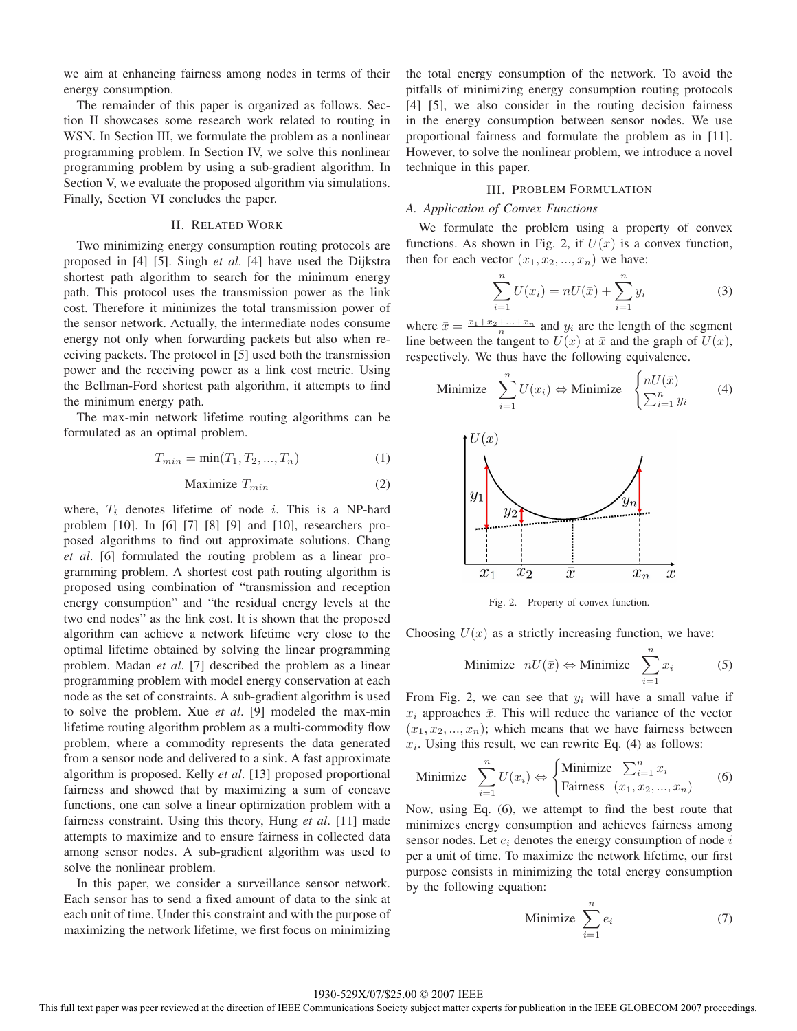we aim at enhancing fairness among nodes in terms of their energy consumption.

The remainder of this paper is organized as follows. Section II showcases some research work related to routing in WSN. In Section III, we formulate the problem as a nonlinear programming problem. In Section IV, we solve this nonlinear programming problem by using a sub-gradient algorithm. In Section V, we evaluate the proposed algorithm via simulations. Finally, Section VI concludes the paper.

## II. Related Work

Two minimizing energy consumption routing protocols are proposed in [4] [5]. Singh *et al*. [4] have used the Dijkstra shortest path algorithm to search for the minimum energy path. This protocol uses the transmission power as the link cost. Therefore it minimizes the total transmission power of the sensor network. Actually, the intermediate nodes consume energy not only when forwarding packets but also when receiving packets. The protocol in [5] used both the transmission power and the receiving power as a link cost metric. Using the Bellman-Ford shortest path algorithm, it attempts to find the minimum energy path.

The max-min network lifetime routing algorithms can be formulated as an optimal problem.

$$T_{min} = \min(T_1, T_2, ..., T_n) \tag{1}$$

$$\text{Maximize } T_{min} \tag{2}$$

where, $T_i$ denotes lifetime of node $i$. This is a NP-hard problem [10]. In [6] [7] [8] [9] and [10], researchers proposed algorithms to find out approximate solutions. Chang *et al*. [6] formulated the routing problem as a linear programming problem. A shortest cost path routing algorithm is proposed using combination of "transmission and reception energy consumption" and "the residual energy levels at the two end nodes" as the link cost. It is shown that the proposed algorithm can achieve a network lifetime very close to the optimal lifetime obtained by solving the linear programming problem. Madan *et al*. [7] described the problem as a linear programming problem with model energy conservation at each node as the set of constraints. A sub-gradient algorithm is used to solve the problem. Xue *et al*. [9] modeled the max-min lifetime routing algorithm problem as a multi-commodity flow problem, where a commodity represents the data generated from a sensor node and delivered to a sink. A fast approximate algorithm is proposed. Kelly *et al*. [13] proposed proportional fairness and showed that by maximizing a sum of concave functions, one can solve a linear optimization problem with a fairness constraint. Using this theory, Hung *et al*. [11] made attempts to maximize and to ensure fairness in collected data among sensor nodes. A sub-gradient algorithm was used to solve the nonlinear problem.

In this paper, we consider a surveillance sensor network. Each sensor has to send a fixed amount of data to the sink at each unit of time. Under this constraint and with the purpose of maximizing the network lifetime, we first focus on minimizing the total energy consumption of the network. To avoid the pitfalls of minimizing energy consumption routing protocols [4] [5], we also consider in the routing decision fairness in the energy consumption between sensor nodes. We use proportional fairness and formulate the problem as in [11]. However, to solve the nonlinear problem, we introduce a novel technique in this paper.

## III. Problem Formulation

### *A. Application of Convex Functions*

We formulate the problem using a property of convex functions. As shown in Fig. 2, if $U(x)$ is a convex function, then for each vector $(x_1, x_2, ..., x_n)$ we have:

$$\sum_{i=1}^{n} U(x_i) = nU(\bar{x}) + \sum_{i=1}^{n} y_i \tag{3}$$

where $\bar{x} = \frac{x_1+x_2+...+x_n}{n}$ and $y_i$ are the length of the segment line between the tangent to $U(x)$ at $\bar{x}$ and the graph of $U(x)$, respectively. We thus have the following equivalence.

$$\text{Minimize } \sum_{i=1}^{n} U(x_i) \Leftrightarrow \text{Minimize } \begin{cases} nU(\bar{x}) \\ \sum_{i=1}^{n} y_i \end{cases} \tag{4}$$

Fig. 2. Property of convex function.

Choosing $U(x)$ as a strictly increasing function, we have:

$$\text{Minimize } nU(\bar{x}) \Leftrightarrow \text{Minimize } \sum_{i=1}^{n} x_i \tag{5}$$

From Fig. 2, we can see that $y_i$ will have a small value if $x_i$ approaches $\bar{x}$. This will reduce the variance of the vector $(x_1, x_2, ..., x_n)$; which means that we have fairness between $x_i$. Using this result, we can rewrite Eq. (4) as follows:

$$\text{Minimize } \sum_{i=1}^{n} U(x_i) \Leftrightarrow \begin{cases} \text{Minimize } \sum_{i=1}^{n} x_i \\ \text{Fairness } (x_1, x_2, ..., x_n) \end{cases} \tag{6}$$

Now, using Eq. (6), we attempt to find the best route that minimizes energy consumption and achieves fairness among sensor nodes. Let $e_i$ denotes the energy consumption of node $i$ per a unit of time. To maximize the network lifetime, our first purpose consists in minimizing the total energy consumption by the following equation:

$$\text{Minimize } \sum_{i=1}^{n} e_i \tag{7}$$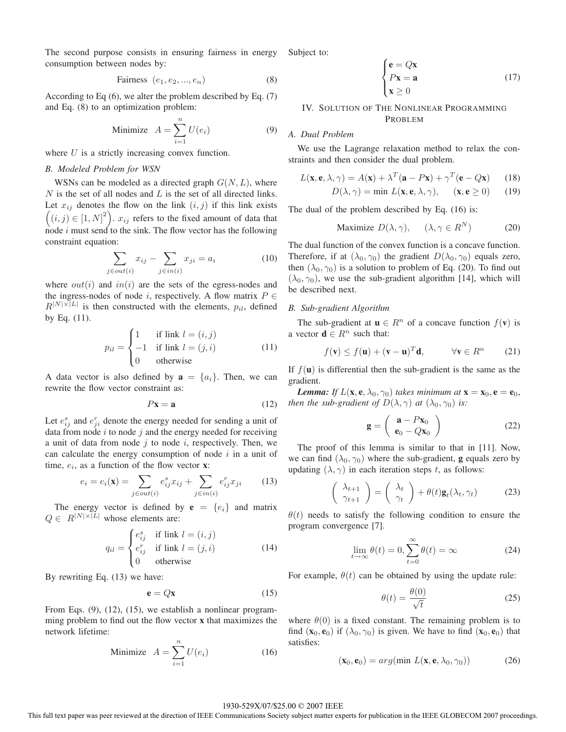The second purpose consists in ensuring fairness in energy consumption between nodes by:

$$\text{Fairness } (e_1, e_2, ..., e_n) \tag{8}$$

According to Eq (6), we alter the problem described by Eq. (7) and Eq. (8) to an optimization problem:

$$\text{Minimize } \; A = \sum_{i=1}^{n} U(e_i) \tag{9}$$

where $U$ is a strictly increasing convex function.

### B. Modeled Problem for WSN

WSNs can be modeled as a directed graph $G(N, L)$, where $N$ is the set of all nodes and $L$ is the set of all directed links. Let $x_{ij}$ denotes the flow on the link $(i, j)$ if this link exists $\left((i, j) \in [1, N]^2\right)$. $x_{ij}$ refers to the fixed amount of data that node $i$ must send to the sink. The flow vector has the following constraint equation:

$$\sum_{j \in out(i)} x_{ij} - \sum_{j \in in(i)} x_{ji} = a_i \tag{10}$$

where $out(i)$ and $in(i)$ are the sets of the egress-nodes and the ingress-nodes of node $i$, respectively. A flow matrix $P \in R^{|N| \times |L|}$ is then constructed with the elements, $p_{il}$, defined by Eq. (11).

$$p_{il} = \begin{cases} 1 & \text{if link } l = (i, j) \\ -1 & \text{if link } l = (j, i) \\ 0 & \text{otherwise} \end{cases} \tag{11}$$

A data vector is also defined by $\mathbf{a} = \{a_i\}$. Then, we can rewrite the flow vector constraint as:

$$P\mathbf{x} = \mathbf{a} \tag{12}$$

Let $e^s_{ij}$ and $e^r_{ji}$ denote the energy needed for sending a unit of data from node $i$ to node $j$ and the energy needed for receiving a unit of data from node $j$ to node $i$, respectively. Then, we can calculate the energy consumption of node $i$ in a unit of time, $e_i$, as a function of the flow vector $\mathbf{x}$:

$$e_i = e_i(\mathbf{x}) = \sum_{j \in out(i)} e^s_{ij} x_{ij} + \sum_{j \in in(i)} e^r_{ij} x_{ji} \tag{13}$$

The energy vector is defined by $\mathbf{e} = \{e_i\}$ and matrix $Q \in R^{|N| \times |L|}$ whose elements are:

$$q_{il} = \begin{cases} e^s_{ij} & \text{if link } l = (i, j) \\ e^r_{ij} & \text{if link } l = (j, i) \\ 0 & \text{otherwise} \end{cases} \tag{14}$$

By rewriting Eq. (13) we have:

$$\mathbf{e} = Q\mathbf{x} \tag{15}$$

From Eqs. (9), (12), (15), we establish a nonlinear programming problem to find out the flow vector $\mathbf{x}$ that maximizes the network lifetime:

$$\text{Minimize } \; A = \sum_{i=1}^{n} U(e_i) \tag{16}$$

Subject to:

$$\begin{cases} \mathbf{e} = Q\mathbf{x} \\ P\mathbf{x} = \mathbf{a} \\ \mathbf{x} \geq 0 \end{cases} \tag{17}$$

## IV. Solution of The Nonlinear Programming Problem

### A. Dual Problem

We use the Lagrange relaxation method to relax the constraints and then consider the dual problem.

$$L(\mathbf{x}, \mathbf{e}, \lambda, \gamma) = A(\mathbf{x}) + \lambda^T(\mathbf{a} - P\mathbf{x}) + \gamma^T(\mathbf{e} - Q\mathbf{x}) \tag{18}$$

$$D(\lambda, \gamma) = \min \; L(\mathbf{x}, \mathbf{e}, \lambda, \gamma), \quad (\mathbf{x}, \mathbf{e} \geq 0) \tag{19}$$

The dual of the problem described by Eq. (16) is:

$$\text{Maximize } \; D(\lambda, \gamma), \quad (\lambda, \gamma \in R^N) \tag{20}$$

The dual function of the convex function is a concave function. Therefore, if at $(\lambda_0, \gamma_0)$ the gradient $D(\lambda_0, \gamma_0)$ equals zero, then $(\lambda_0, \gamma_0)$ is a solution to problem of Eq. (20). To find out $(\lambda_0, \gamma_0)$, we use the sub-gradient algorithm [14], which will be described next.

### B. Sub-gradient Algorithm

The sub-gradient at $\mathbf{u} \in R^n$ of a concave function $f(\mathbf{v})$ is a vector $\mathbf{d} \in R^n$ such that:

$$f(\mathbf{v}) \leq f(\mathbf{u}) + (\mathbf{v} - \mathbf{u})^T \mathbf{d}, \qquad \forall \mathbf{v} \in R^n \tag{21}$$

If $f(\mathbf{u})$ is differential then the sub-gradient is the same as the gradient.

***Lemma:*** *If $L(\mathbf{x}, \mathbf{e}, \lambda_0, \gamma_0)$ takes minimum at $\mathbf{x} = \mathbf{x}_0, \mathbf{e} = \mathbf{e}_0$, then the sub-gradient of $D(\lambda, \gamma)$ at $(\lambda_0, \gamma_0)$ is:*

$$\mathbf{g} = \begin{pmatrix} \mathbf{a} - P\mathbf{x}_0 \\ \mathbf{e}_0 - Q\mathbf{x}_0 \end{pmatrix} \tag{22}$$

The proof of this lemma is similar to that in [11]. Now, we can find $(\lambda_0, \gamma_0)$ where the sub-gradient, $\mathbf{g}$ equals zero by updating $(\lambda, \gamma)$ in each iteration steps $t$, as follows:

$$\begin{pmatrix} \lambda_{t+1} \\ \gamma_{t+1} \end{pmatrix} = \begin{pmatrix} \lambda_t \\ \gamma_t \end{pmatrix} + \theta(t) \mathbf{g}_t(\lambda_t, \gamma_t) \tag{23}$$

$\theta(t)$ needs to satisfy the following condition to ensure the program convergence [7].

$$\lim_{t \to \infty} \theta(t) = 0, \sum_{t=0}^{\infty} \theta(t) = \infty \tag{24}$$

For example, $\theta(t)$ can be obtained by using the update rule:

$$\theta(t) = \frac{\theta(0)}{\sqrt{t}} \tag{25}$$

where $\theta(0)$ is a fixed constant. The remaining problem is to find $(\mathbf{x}_0, \mathbf{e}_0)$ if $(\lambda_0, \gamma_0)$ is given. We have to find $(\mathbf{x}_0, \mathbf{e}_0)$ that satisfies:

$$(\mathbf{x}_0, \mathbf{e}_0) = arg(\min \; L(\mathbf{x}, \mathbf{e}, \lambda_0, \gamma_0)) \tag{26}$$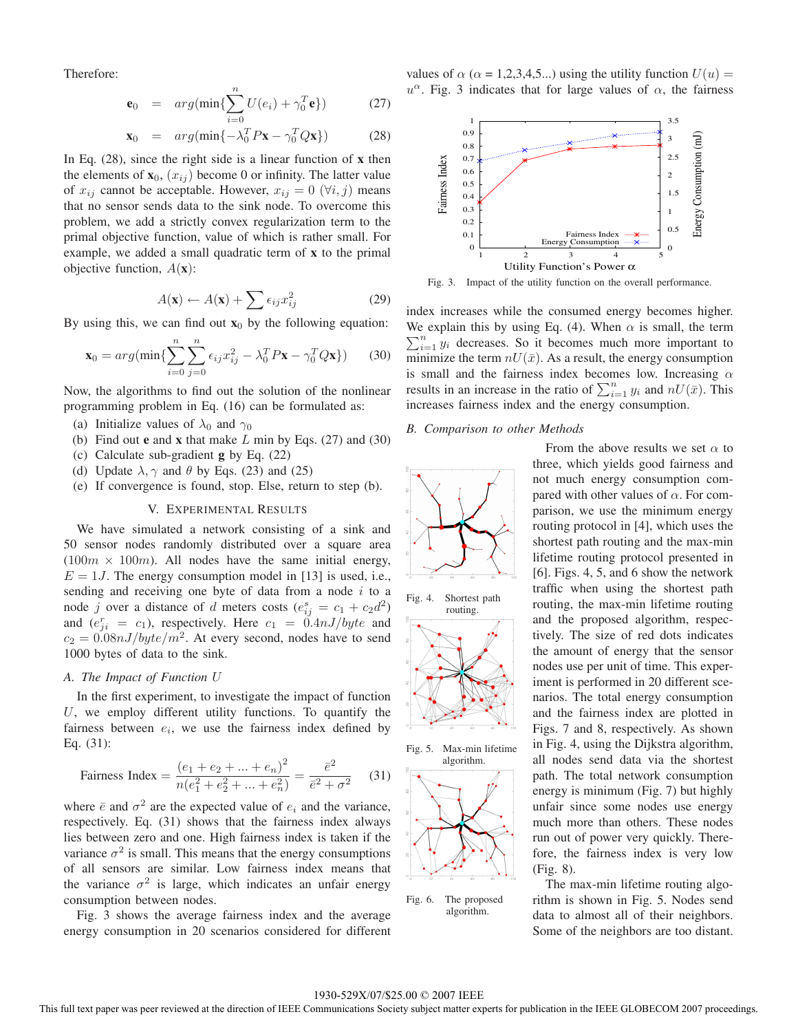Therefore:

$$\mathbf{e}_0 = arg(\min\{\sum_{i=0}^{n} U(e_i) + \gamma_0^T \mathbf{e}\}) \quad (27)$$

$$\mathbf{x}_0 = arg(\min\{-\lambda_0^T P\mathbf{x} - \gamma_0^T Q\mathbf{x}\}) \quad (28)$$

In Eq. (28), since the right side is a linear function of $\mathbf{x}$ then the elements of $\mathbf{x}_0$, $(x_{ij})$ become 0 or infinity. The latter value of $x_{ij}$ cannot be acceptable. However, $x_{ij} = 0$ $(\forall i, j)$ means that no sensor sends data to the sink node. To overcome this problem, we add a strictly convex regularization term to the primal objective function, value of which is rather small. For example, we added a small quadratic term of $\mathbf{x}$ to the primal objective function, $A(\mathbf{x})$:

$$A(\mathbf{x}) \leftarrow A(\mathbf{x}) + \sum \epsilon_{ij} x_{ij}^2 \quad (29)$$

By using this, we can find out $\mathbf{x}_0$ by the following equation:

$$\mathbf{x}_0 = arg(\min\{\sum_{i=0}^{n}\sum_{j=0}^{n} \epsilon_{ij} x_{ij}^2 - \lambda_0^T P\mathbf{x} - \gamma_0^T Q\mathbf{x}\}) \quad (30)$$

Now, the algorithms to find out the solution of the nonlinear programming problem in Eq. (16) can be formulated as:

(a) Initialize values of $\lambda_0$ and $\gamma_0$
(b) Find out $\mathbf{e}$ and $\mathbf{x}$ that make $L$ min by Eqs. (27) and (30)
(c) Calculate sub-gradient $\mathbf{g}$ by Eq. (22)
(d) Update $\lambda, \gamma$ and $\theta$ by Eqs. (23) and (25)
(e) If convergence is found, stop. Else, return to step (b).

## V. Experimental Results

We have simulated a network consisting of a sink and 50 sensor nodes randomly distributed over a square area ($100m \times 100m$). All nodes have the same initial energy, $E = 1J$. The energy consumption model in [13] is used, i.e., sending and receiving one byte of data from a node $i$ to a node $j$ over a distance of $d$ meters costs ($e_{ij}^s = c_1 + c_2 d^2$) and ($e_{ji}^r = c_1$), respectively. Here $c_1 = 0.4nJ/byte$ and $c_2 = 0.08nJ/byte/m^2$. At every second, nodes have to send 1000 bytes of data to the sink.

### A. The Impact of Function U

In the first experiment, to investigate the impact of function $U$, we employ different utility functions. To quantify the fairness between $e_i$, we use the fairness index defined by Eq. (31):

$$\text{Fairness Index} = \frac{(e_1 + e_2 + ... + e_n)^2}{n(e_1^2 + e_2^2 + ... + e_n^2)} = \frac{\bar{e}^2}{\bar{e}^2 + \sigma^2} \quad (31)$$

where $\bar{e}$ and $\sigma^2$ are the expected value of $e_i$ and the variance, respectively. Eq. (31) shows that the fairness index always lies between zero and one. High fairness index is taken if the variance $\sigma^2$ is small. This means that the energy consumptions of all sensors are similar. Low fairness index means that the variance $\sigma^2$ is large, which indicates an unfair energy consumption between nodes.

Fig. 3 shows the average fairness index and the average energy consumption in 20 scenarios considered for different values of $\alpha$ ($\alpha$ = 1,2,3,4,5...) using the utility function $U(u) = u^\alpha$. Fig. 3 indicates that for large values of $\alpha$, the fairness index increases while the consumed energy becomes higher. We explain this by using Eq. (4). When $\alpha$ is small, the term $\sum_{i=1}^{n} y_i$ decreases. So it becomes much more important to minimize the term $nU(\bar{x})$. As a result, the energy consumption is small and the fairness index becomes low. Increasing $\alpha$ results in an increase in the ratio of $\sum_{i=1}^{n} y_i$ and $nU(\bar{x})$. This increases fairness index and the energy consumption.

Fig. 3. Impact of the utility function on the overall performance.

### B. Comparison to other Methods

From the above results we set $\alpha$ to three, which yields good fairness and not much energy consumption compared with other values of $\alpha$. For comparison, we use the minimum energy routing protocol in [4], which uses the shortest path routing and the max-min lifetime routing protocol presented in [6]. Figs. 4, 5, and 6 show the network traffic when using the shortest path routing, the max-min lifetime routing and the proposed algorithm, respectively. The size of red dots indicates the amount of energy that the sensor nodes use per unit of time. This experiment is performed in 20 different scenarios. The total energy consumption and the fairness index are plotted in Figs. 7 and 8, respectively. As shown in Fig. 4, using the Dijkstra algorithm, all nodes send data via the shortest path. The total network consumption energy is minimum (Fig. 7) but highly unfair since some nodes use energy much more than others. These nodes run out of power very quickly. Therefore, the fairness index is very low (Fig. 8).

Fig. 4. Shortest path routing.

Fig. 5. Max-min lifetime algorithm.

Fig. 6. The proposed algorithm.

The max-min lifetime routing algorithm is shown in Fig. 5. Nodes send data to almost all of their neighbors. Some of the neighbors are too distant.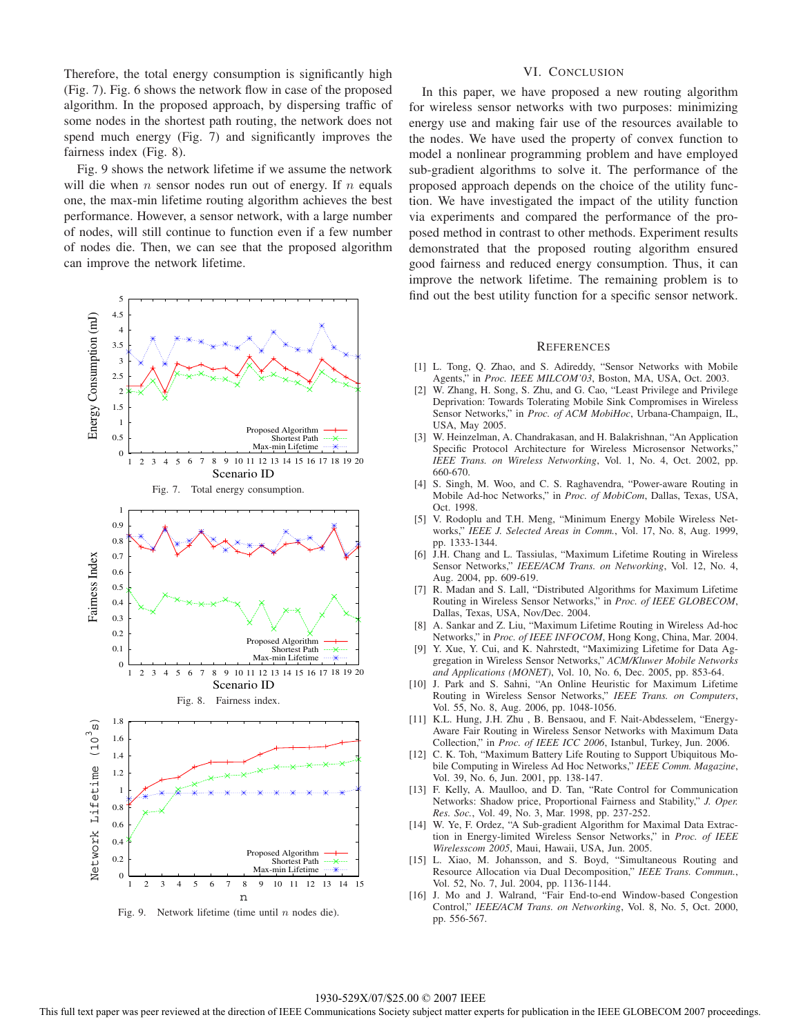Therefore, the total energy consumption is significantly high (Fig. 7). Fig. 6 shows the network flow in case of the proposed algorithm. In the proposed approach, by dispersing traffic of some nodes in the shortest path routing, the network does not spend much energy (Fig. 7) and significantly improves the fairness index (Fig. 8).

Fig. 9 shows the network lifetime if we assume the network will die when $n$ sensor nodes run out of energy. If $n$ equals one, the max-min lifetime routing algorithm achieves the best performance. However, a sensor network, with a large number of nodes, will still continue to function even if a few number of nodes die. Then, we can see that the proposed algorithm can improve the network lifetime.

Energy Consumption (mJ)
0 0.5 1 1.5 2 2.5 3 3.5 4 4.5 5
1 2 3 4 5 6 7 8 9 10 11 12 13 14 15 16 17 18 19 20
Scenario ID
Proposed Algorithm
Shortest Path
Max-min Lifetime

Fig. 7. Total energy consumption.

Fairness Index
0 0.1 0.2 0.3 0.4 0.5 0.6 0.7 0.8 0.9 1
1 2 3 4 5 6 7 8 9 10 11 12 13 14 15 16 17 18 19 20
Scenario ID
Proposed Algorithm
Shortest Path
Max-min Lifetime

Fig. 8. Fairness index.

Network Lifetime ($10^3$s)
0 0.2 0.4 0.6 0.8 1 1.2 1.4 1.6 1.8
1 2 3 4 5 6 7 8 9 10 11 12 13 14 15
n
Proposed Algorithm
Shortest Path
Max-min Lifetime

Fig. 9. Network lifetime (time until $n$ nodes die).

## VI. Conclusion

In this paper, we have proposed a new routing algorithm for wireless sensor networks with two purposes: minimizing energy use and making fair use of the resources available to the nodes. We have used the property of convex function to model a nonlinear programming problem and have employed sub-gradient algorithms to solve it. The performance of the proposed approach depends on the choice of the utility function. We have investigated the impact of the utility function via experiments and compared the performance of the proposed method in contrast to other methods. Experiment results demonstrated that the proposed routing algorithm ensured good fairness and reduced energy consumption. Thus, it can improve the network lifetime. The remaining problem is to find out the best utility function for a specific sensor network.

## References

[1] L. Tong, Q. Zhao, and S. Adireddy, "Sensor Networks with Mobile Agents," in *Proc. IEEE MILCOM'03*, Boston, MA, USA, Oct. 2003.

[2] W. Zhang, H. Song, S. Zhu, and G. Cao, "Least Privilege and Privilege Deprivation: Towards Tolerating Mobile Sink Compromises in Wireless Sensor Networks," in *Proc. of ACM MobiHoc*, Urbana-Champaign, IL, USA, May 2005.

[3] W. Heinzelman, A. Chandrakasan, and H. Balakrishnan, "An Application Specific Protocol Architecture for Wireless Microsensor Networks," *IEEE Trans. on Wireless Networking*, Vol. 1, No. 4, Oct. 2002, pp. 660-670.

[4] S. Singh, M. Woo, and C. S. Raghavendra, "Power-aware Routing in Mobile Ad-hoc Networks," in *Proc. of MobiCom*, Dallas, Texas, USA, Oct. 1998.

[5] V. Rodoplu and T.H. Meng, "Minimum Energy Mobile Wireless Networks," *IEEE J. Selected Areas in Comm.*, Vol. 17, No. 8, Aug. 1999, pp. 1333-1344.

[6] J.H. Chang and L. Tassiulas, "Maximum Lifetime Routing in Wireless Sensor Networks," *IEEE/ACM Trans. on Networking*, Vol. 12, No. 4, Aug. 2004, pp. 609-619.

[7] R. Madan and S. Lall, "Distributed Algorithms for Maximum Lifetime Routing in Wireless Sensor Networks," in *Proc. of IEEE GLOBECOM*, Dallas, Texas, USA, Nov/Dec. 2004.

[8] A. Sankar and Z. Liu, "Maximum Lifetime Routing in Wireless Ad-hoc Networks," in *Proc. of IEEE INFOCOM*, Hong Kong, China, Mar. 2004.

[9] Y. Xue, Y. Cui, and K. Nahrstedt, "Maximizing Lifetime for Data Aggregation in Wireless Sensor Networks," *ACM/Kluwer Mobile Networks and Applications (MONET)*, Vol. 10, No. 6, Dec. 2005, pp. 853-64.

[10] J. Park and S. Sahni, "An Online Heuristic for Maximum Lifetime Routing in Wireless Sensor Networks," *IEEE Trans. on Computers*, Vol. 55, No. 8, Aug. 2006, pp. 1048-1056.

[11] K.L. Hung, J.H. Zhu , B. Bensaou, and F. Nait-Abdesselem, "Energy-Aware Fair Routing in Wireless Sensor Networks with Maximum Data Collection," in *Proc. of IEEE ICC 2006*, Istanbul, Turkey, Jun. 2006.

[12] C. K. Toh, "Maximum Battery Life Routing to Support Ubiquitous Mobile Computing in Wireless Ad Hoc Networks," *IEEE Comm. Magazine*, Vol. 39, No. 6, Jun. 2001, pp. 138-147.

[13] F. Kelly, A. Maulloo, and D. Tan, "Rate Control for Communication Networks: Shadow price, Proportional Fairness and Stability," *J. Oper. Res. Soc.*, Vol. 49, No. 3, Mar. 1998, pp. 237-252.

[14] W. Ye, F. Ordez, "A Sub-gradient Algorithm for Maximal Data Extraction in Energy-limited Wireless Sensor Networks," in *Proc. of IEEE Wirelesscom 2005*, Maui, Hawaii, USA, Jun. 2005.

[15] L. Xiao, M. Johansson, and S. Boyd, "Simultaneous Routing and Resource Allocation via Dual Decomposition," *IEEE Trans. Commun.*, Vol. 52, No. 7, Jul. 2004, pp. 1136-1144.

[16] J. Mo and J. Walrand, "Fair End-to-end Window-based Congestion Control," *IEEE/ACM Trans. on Networking*, Vol. 8, No. 5, Oct. 2000, pp. 556-567.